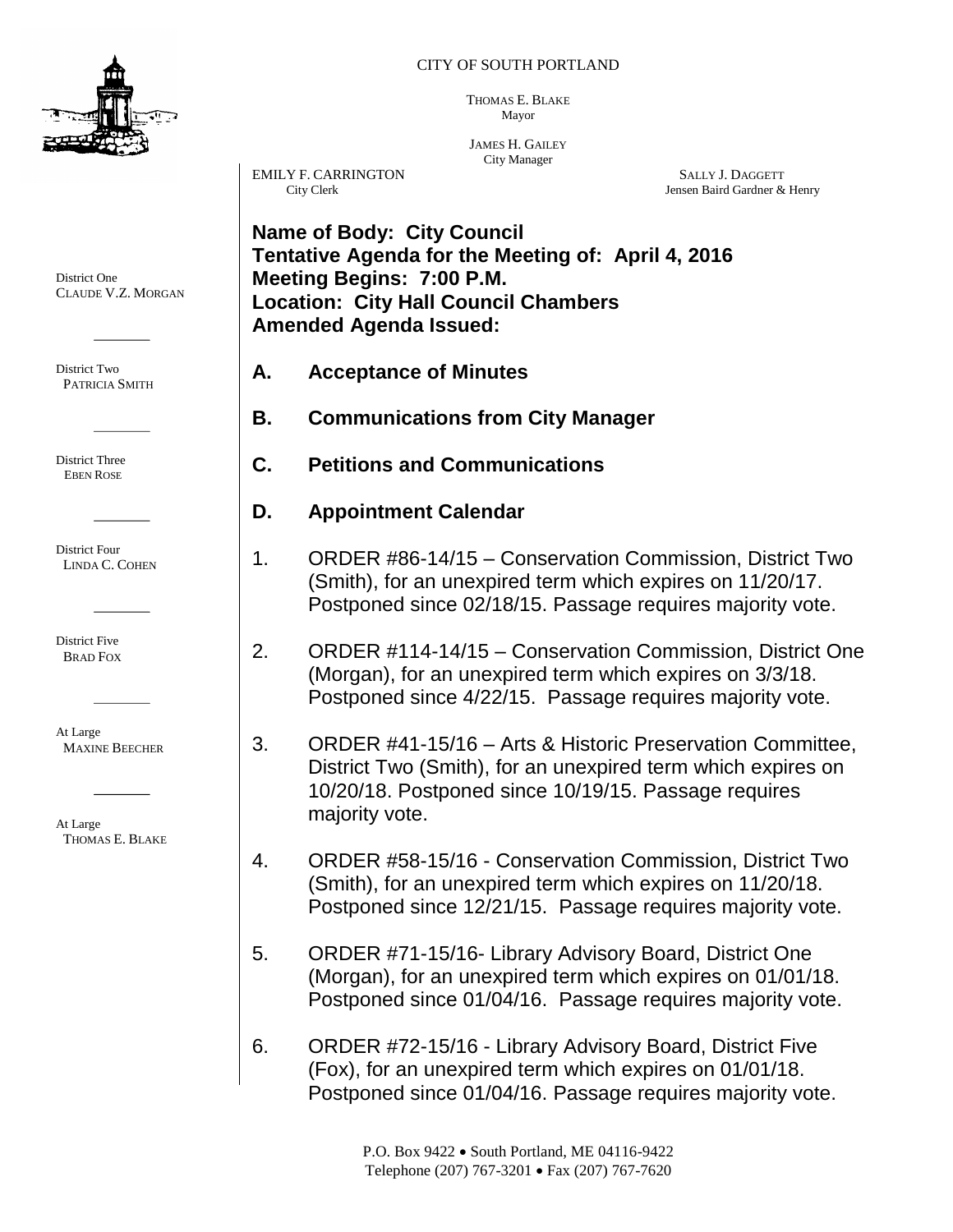CITY OF SOUTH PORTLAND

THOMAS E. BLAKE
Mayor

JAMES H. GAILEY
City Manager

EMILY F. CARRINGTON
City Clerk

SALLY J. DAGGETT
Jensen Baird Gardner & Henry

District One
CLAUDE V.Z. MORGAN

District Two
PATRICIA SMITH

District Three
EBEN ROSE

District Four
LINDA C. COHEN

District Five
BRAD FOX

At Large
MAXINE BEECHER

At Large
THOMAS E. BLAKE

**Name of Body: City Council**
**Tentative Agenda for the Meeting of: April 4, 2016**
**Meeting Begins: 7:00 P.M.**
**Location: City Hall Council Chambers**
**Amended Agenda Issued:**

**A. Acceptance of Minutes**

**B. Communications from City Manager**

**C. Petitions and Communications**

**D. Appointment Calendar**

1. ORDER #86-14/15 – Conservation Commission, District Two (Smith), for an unexpired term which expires on 11/20/17. Postponed since 02/18/15. Passage requires majority vote.

2. ORDER #114-14/15 – Conservation Commission, District One (Morgan), for an unexpired term which expires on 3/3/18. Postponed since 4/22/15. Passage requires majority vote.

3. ORDER #41-15/16 – Arts & Historic Preservation Committee, District Two (Smith), for an unexpired term which expires on 10/20/18. Postponed since 10/19/15. Passage requires majority vote.

4. ORDER #58-15/16 - Conservation Commission, District Two (Smith), for an unexpired term which expires on 11/20/18. Postponed since 12/21/15. Passage requires majority vote.

5. ORDER #71-15/16- Library Advisory Board, District One (Morgan), for an unexpired term which expires on 01/01/18. Postponed since 01/04/16. Passage requires majority vote.

6. ORDER #72-15/16 - Library Advisory Board, District Five (Fox), for an unexpired term which expires on 01/01/18. Postponed since 01/04/16. Passage requires majority vote.

P.O. Box 9422 • South Portland, ME 04116-9422
Telephone (207) 767-3201 • Fax (207) 767-7620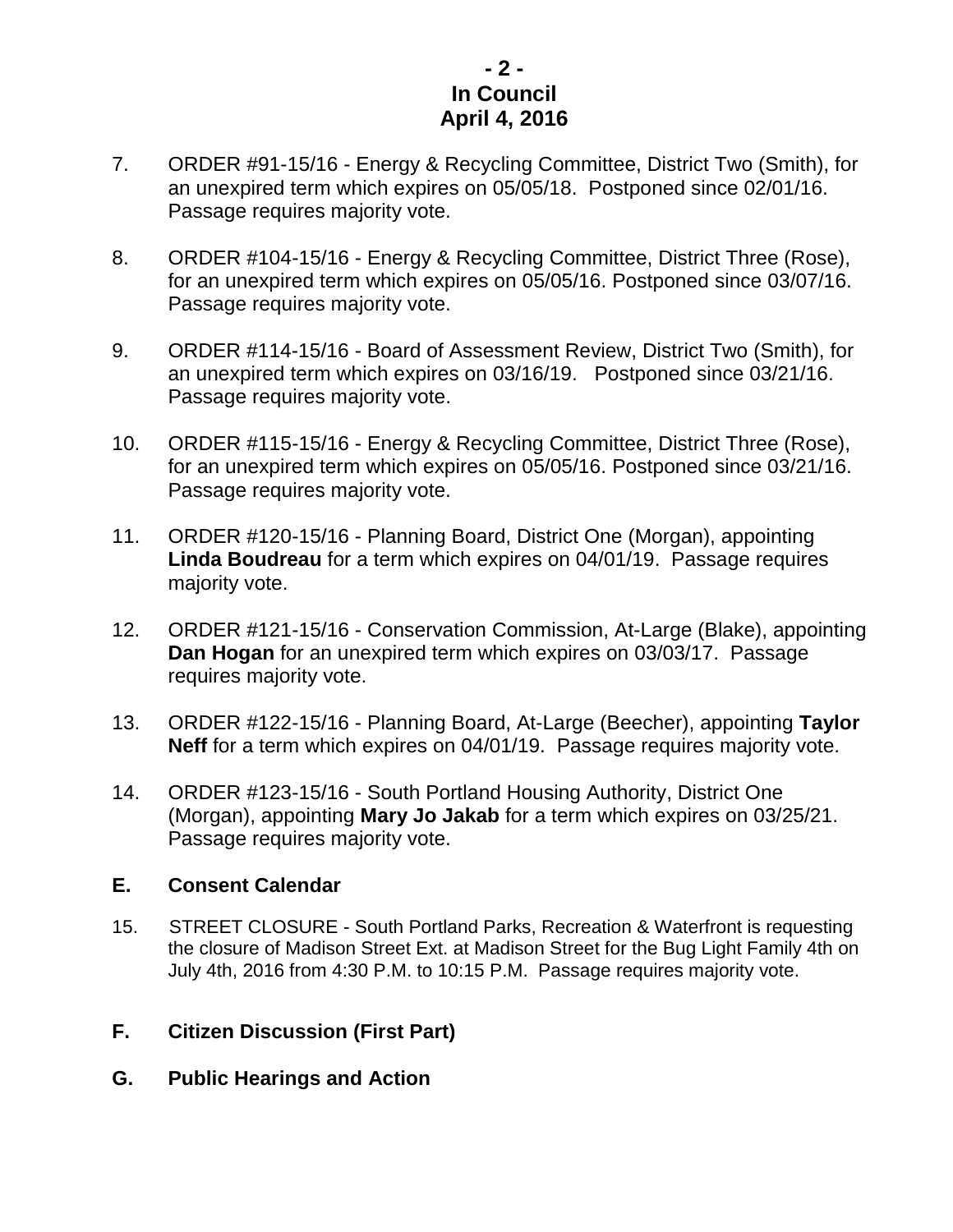7. ORDER #91-15/16 - Energy & Recycling Committee, District Two (Smith), for an unexpired term which expires on 05/05/18. Postponed since 02/01/16. Passage requires majority vote.

8. ORDER #104-15/16 - Energy & Recycling Committee, District Three (Rose), for an unexpired term which expires on 05/05/16. Postponed since 03/07/16. Passage requires majority vote.

9. ORDER #114-15/16 - Board of Assessment Review, District Two (Smith), for an unexpired term which expires on 03/16/19. Postponed since 03/21/16. Passage requires majority vote.

10. ORDER #115-15/16 - Energy & Recycling Committee, District Three (Rose), for an unexpired term which expires on 05/05/16. Postponed since 03/21/16. Passage requires majority vote.

11. ORDER #120-15/16 - Planning Board, District One (Morgan), appointing **Linda Boudreau** for a term which expires on 04/01/19. Passage requires majority vote.

12. ORDER #121-15/16 - Conservation Commission, At-Large (Blake), appointing **Dan Hogan** for an unexpired term which expires on 03/03/17. Passage requires majority vote.

13. ORDER #122-15/16 - Planning Board, At-Large (Beecher), appointing **Taylor Neff** for a term which expires on 04/01/19. Passage requires majority vote.

14. ORDER #123-15/16 - South Portland Housing Authority, District One (Morgan), appointing **Mary Jo Jakab** for a term which expires on 03/25/21. Passage requires majority vote.

## E. Consent Calendar

15. STREET CLOSURE - South Portland Parks, Recreation & Waterfront is requesting the closure of Madison Street Ext. at Madison Street for the Bug Light Family 4th on July 4th, 2016 from 4:30 P.M. to 10:15 P.M. Passage requires majority vote.

## F. Citizen Discussion (First Part)

## G. Public Hearings and Action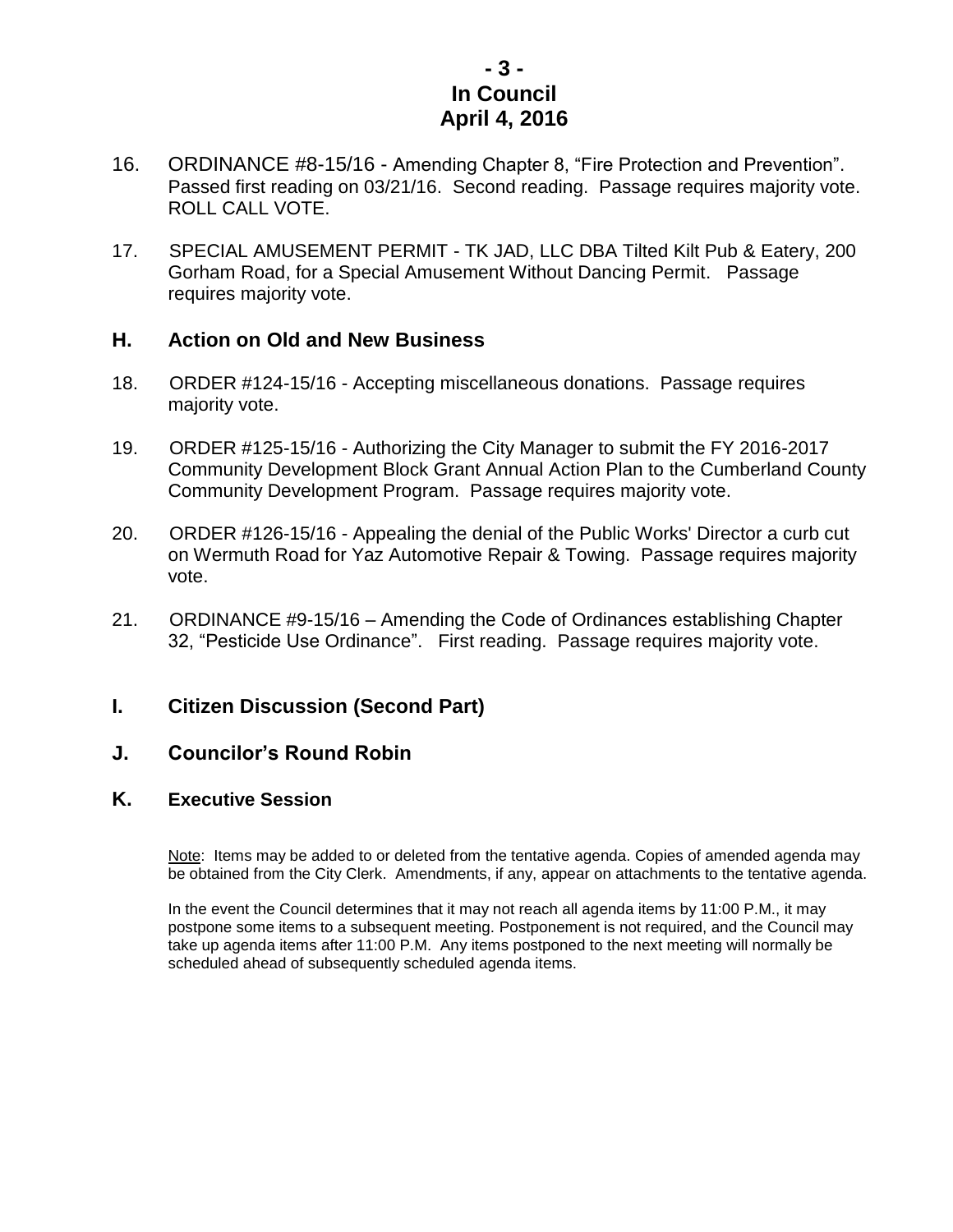16. ORDINANCE #8-15/16 - Amending Chapter 8, “Fire Protection and Prevention”. Passed first reading on 03/21/16. Second reading. Passage requires majority vote. ROLL CALL VOTE.

17. SPECIAL AMUSEMENT PERMIT - TK JAD, LLC DBA Tilted Kilt Pub & Eatery, 200 Gorham Road, for a Special Amusement Without Dancing Permit. Passage requires majority vote.

## H. Action on Old and New Business

18. ORDER #124-15/16 - Accepting miscellaneous donations. Passage requires majority vote.

19. ORDER #125-15/16 - Authorizing the City Manager to submit the FY 2016-2017 Community Development Block Grant Annual Action Plan to the Cumberland County Community Development Program. Passage requires majority vote.

20. ORDER #126-15/16 - Appealing the denial of the Public Works' Director a curb cut on Wermuth Road for Yaz Automotive Repair & Towing. Passage requires majority vote.

21. ORDINANCE #9-15/16 – Amending the Code of Ordinances establishing Chapter 32, “Pesticide Use Ordinance”. First reading. Passage requires majority vote.

## I. Citizen Discussion (Second Part)

## J. Councilor’s Round Robin

## K. Executive Session

Note: Items may be added to or deleted from the tentative agenda. Copies of amended agenda may be obtained from the City Clerk. Amendments, if any, appear on attachments to the tentative agenda.

In the event the Council determines that it may not reach all agenda items by 11:00 P.M., it may postpone some items to a subsequent meeting. Postponement is not required, and the Council may take up agenda items after 11:00 P.M. Any items postponed to the next meeting will normally be scheduled ahead of subsequently scheduled agenda items.